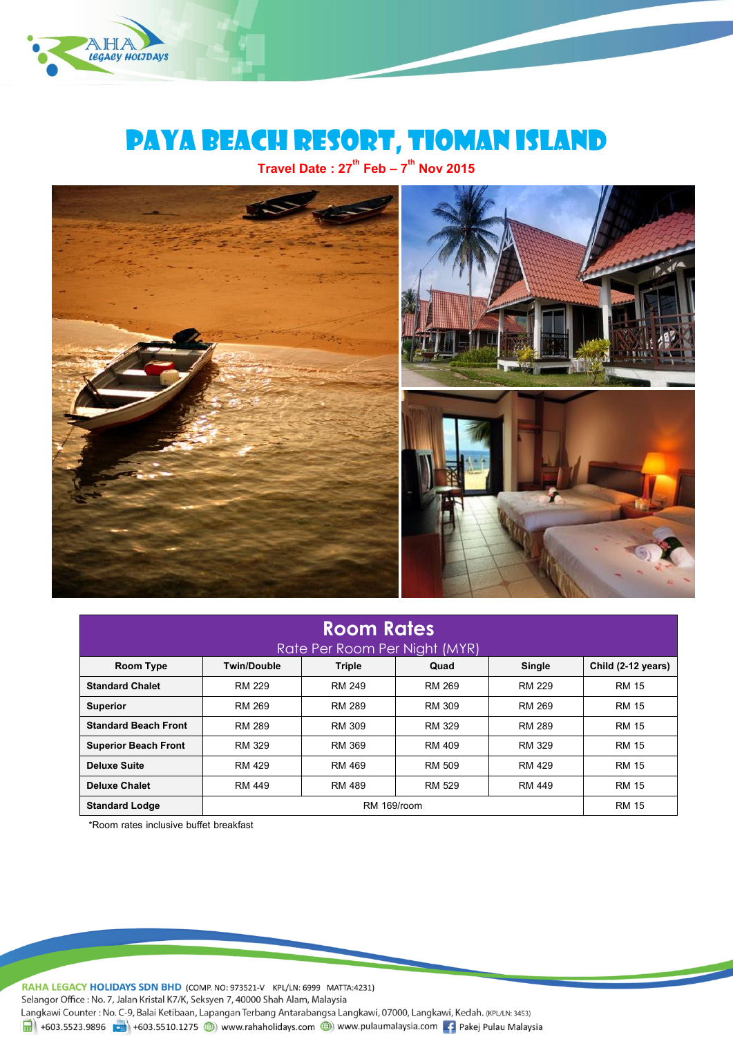# PAYA BEACH RESORT, TIOMAN ISLAND

**Travel Date : 27th Feb – 7th Nov 2015**

| Room Rates<br>Rate Per Room Per Night (MYR) | | | | | |
|---|---|---|---|---|---|
| **Room Type** | **Twin/Double** | **Triple** | **Quad** | **Single** | **Child (2-12 years)** |
| **Standard Chalet** | RM 229 | RM 249 | RM 269 | RM 229 | RM 15 |
| **Superior** | RM 269 | RM 289 | RM 309 | RM 269 | RM 15 |
| **Standard Beach Front** | RM 289 | RM 309 | RM 329 | RM 289 | RM 15 |
| **Superior Beach Front** | RM 329 | RM 369 | RM 409 | RM 329 | RM 15 |
| **Deluxe Suite** | RM 429 | RM 469 | RM 509 | RM 429 | RM 15 |
| **Deluxe Chalet** | RM 449 | RM 489 | RM 529 | RM 449 | RM 15 |
| **Standard Lodge** | RM 169/room | | | | RM 15 |

*Room rates inclusive buffet breakfast

**RAHA LEGACY HOLIDAYS SDN BHD** (COMP. NO: 973521-V KPL/LN: 6999 MATTA:4231)
Selangor Office : No. 7, Jalan Kristal K7/K, Seksyen 7, 40000 Shah Alam, Malaysia
Langkawi Counter : No. C-9, Balai Ketibaan, Lapangan Terbang Antarabangsa Langkawi, 07000, Langkawi, Kedah. (KPL/LN: 3453)
+603.5523.9896 +603.5510.1275 www.rahaholidays.com www.pulaumalaysia.com Pakej Pulau Malaysia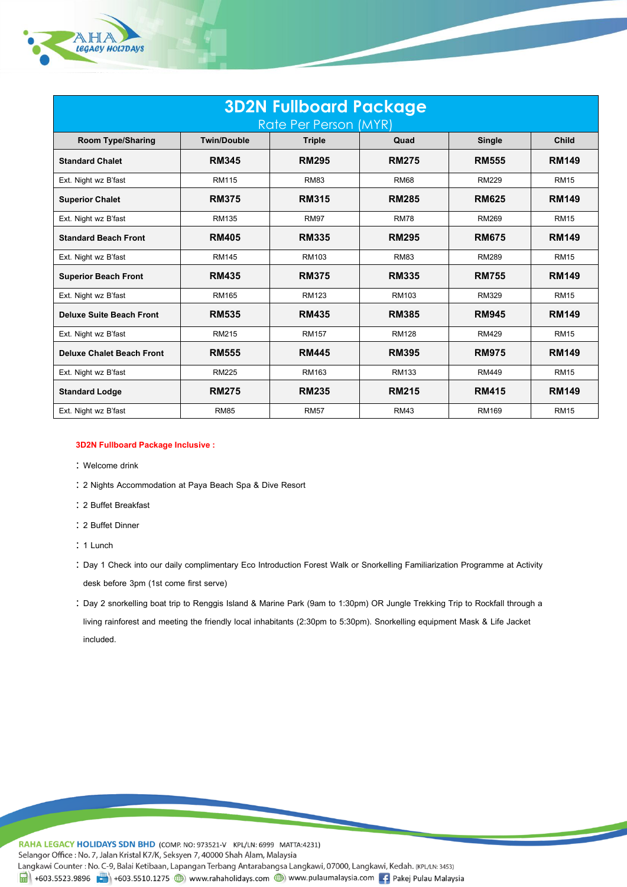| 3D2N Fullboard Package<br>Rate Per Person (MYR) | | | | | |
|---|---|---|---|---|---|
| **Room Type/Sharing** | **Twin/Double** | **Triple** | **Quad** | **Single** | **Child** |
| **Standard Chalet** | **RM345** | **RM295** | **RM275** | **RM555** | **RM149** |
| Ext. Night wz B'fast | RM115 | RM83 | RM68 | RM229 | RM15 |
| **Superior Chalet** | **RM375** | **RM315** | **RM285** | **RM625** | **RM149** |
| Ext. Night wz B'fast | RM135 | RM97 | RM78 | RM269 | RM15 |
| **Standard Beach Front** | **RM405** | **RM335** | **RM295** | **RM675** | **RM149** |
| Ext. Night wz B'fast | RM145 | RM103 | RM83 | RM289 | RM15 |
| **Superior Beach Front** | **RM435** | **RM375** | **RM335** | **RM755** | **RM149** |
| Ext. Night wz B'fast | RM165 | RM123 | RM103 | RM329 | RM15 |
| **Deluxe Suite Beach Front** | **RM535** | **RM435** | **RM385** | **RM945** | **RM149** |
| Ext. Night wz B'fast | RM215 | RM157 | RM128 | RM429 | RM15 |
| **Deluxe Chalet Beach Front** | **RM555** | **RM445** | **RM395** | **RM975** | **RM149** |
| Ext. Night wz B'fast | RM225 | RM163 | RM133 | RM449 | RM15 |
| **Standard Lodge** | **RM275** | **RM235** | **RM215** | **RM415** | **RM149** |
| Ext. Night wz B'fast | RM85 | RM57 | RM43 | RM169 | RM15 |

**3D2N Fullboard Package Inclusive :**

- Welcome drink
- 2 Nights Accommodation at Paya Beach Spa & Dive Resort
- 2 Buffet Breakfast
- 2 Buffet Dinner
- 1 Lunch
- Day 1 Check into our daily complimentary Eco Introduction Forest Walk or Snorkelling Familiarization Programme at Activity desk before 3pm (1st come first serve)
- Day 2 snorkelling boat trip to Renggis Island & Marine Park (9am to 1:30pm) OR Jungle Trekking Trip to Rockfall through a living rainforest and meeting the friendly local inhabitants (2:30pm to 5:30pm). Snorkelling equipment Mask & Life Jacket included.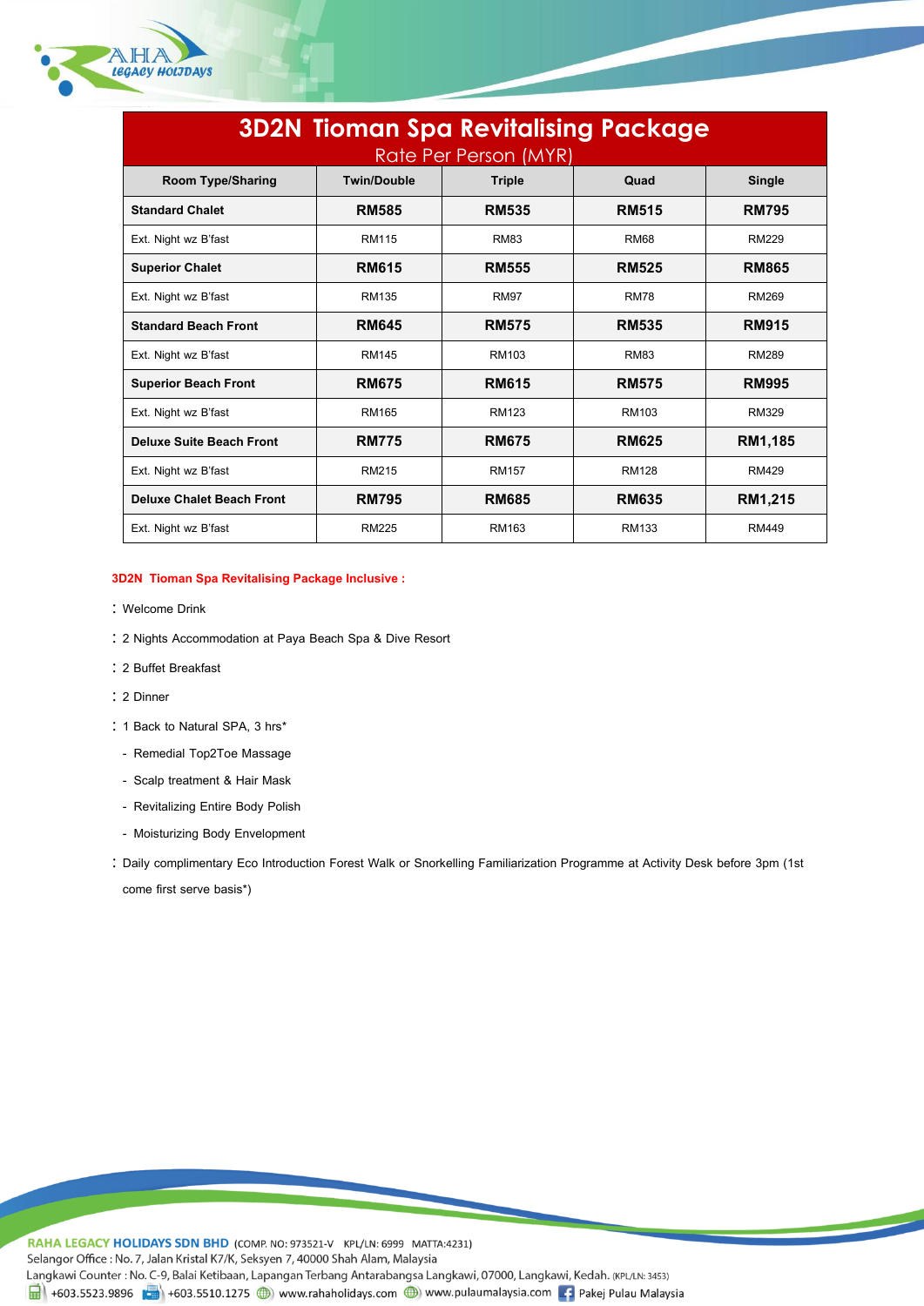# 3D2N Tioman Spa Revitalising Package

Rate Per Person (MYR)

| Room Type/Sharing | Twin/Double | Triple | Quad | Single |
|---|---|---|---|---|
| **Standard Chalet** | **RM585** | **RM535** | **RM515** | **RM795** |
| Ext. Night wz B'fast | RM115 | RM83 | RM68 | RM229 |
| **Superior Chalet** | **RM615** | **RM555** | **RM525** | **RM865** |
| Ext. Night wz B'fast | RM135 | RM97 | RM78 | RM269 |
| **Standard Beach Front** | **RM645** | **RM575** | **RM535** | **RM915** |
| Ext. Night wz B'fast | RM145 | RM103 | RM83 | RM289 |
| **Superior Beach Front** | **RM675** | **RM615** | **RM575** | **RM995** |
| Ext. Night wz B'fast | RM165 | RM123 | RM103 | RM329 |
| **Deluxe Suite Beach Front** | **RM775** | **RM675** | **RM625** | **RM1,185** |
| Ext. Night wz B'fast | RM215 | RM157 | RM128 | RM429 |
| **Deluxe Chalet Beach Front** | **RM795** | **RM685** | **RM635** | **RM1,215** |
| Ext. Night wz B'fast | RM225 | RM163 | RM133 | RM449 |

**3D2N Tioman Spa Revitalising Package Inclusive :**

- Welcome Drink
- 2 Nights Accommodation at Paya Beach Spa & Dive Resort
- 2 Buffet Breakfast
- 2 Dinner
- 1 Back to Natural SPA, 3 hrs*
  - Remedial Top2Toe Massage
  - Scalp treatment & Hair Mask
  - Revitalizing Entire Body Polish
  - Moisturizing Body Envelopment
- Daily complimentary Eco Introduction Forest Walk or Snorkelling Familiarization Programme at Activity Desk before 3pm (1st come first serve basis*)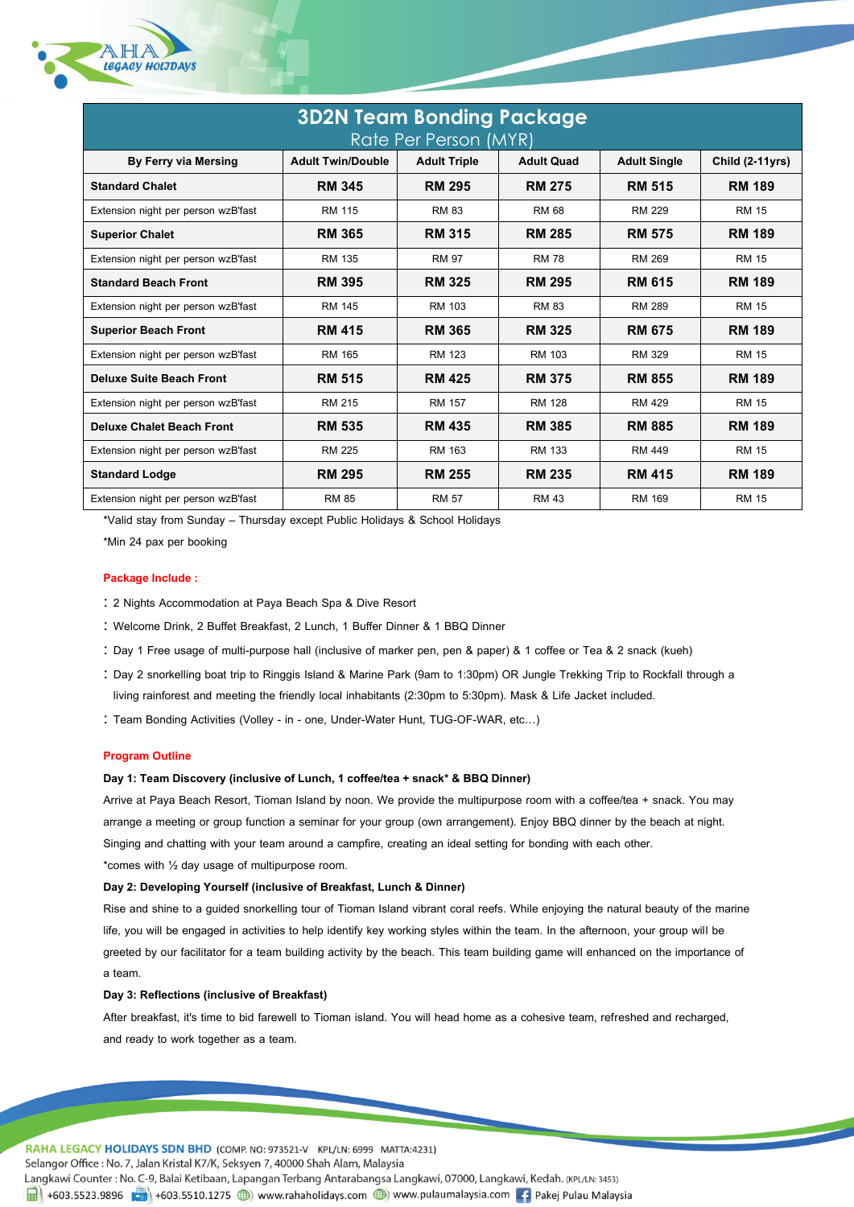## 3D2N Team Bonding Package

Rate Per Person (MYR)

| By Ferry via Mersing | Adult Twin/Double | Adult Triple | Adult Quad | Adult Single | Child (2-11yrs) |
|---|---|---|---|---|---|
| **Standard Chalet** | **RM 345** | **RM 295** | **RM 275** | **RM 515** | **RM 189** |
| Extension night per person wzB'fast | RM 115 | RM 83 | RM 68 | RM 229 | RM 15 |
| **Superior Chalet** | **RM 365** | **RM 315** | **RM 285** | **RM 575** | **RM 189** |
| Extension night per person wzB'fast | RM 135 | RM 97 | RM 78 | RM 269 | RM 15 |
| **Standard Beach Front** | **RM 395** | **RM 325** | **RM 295** | **RM 615** | **RM 189** |
| Extension night per person wzB'fast | RM 145 | RM 103 | RM 83 | RM 289 | RM 15 |
| **Superior Beach Front** | **RM 415** | **RM 365** | **RM 325** | **RM 675** | **RM 189** |
| Extension night per person wzB'fast | RM 165 | RM 123 | RM 103 | RM 329 | RM 15 |
| **Deluxe Suite Beach Front** | **RM 515** | **RM 425** | **RM 375** | **RM 855** | **RM 189** |
| Extension night per person wzB'fast | RM 215 | RM 157 | RM 128 | RM 429 | RM 15 |
| **Deluxe Chalet Beach Front** | **RM 535** | **RM 435** | **RM 385** | **RM 885** | **RM 189** |
| Extension night per person wzB'fast | RM 225 | RM 163 | RM 133 | RM 449 | RM 15 |
| **Standard Lodge** | **RM 295** | **RM 255** | **RM 235** | **RM 415** | **RM 189** |
| Extension night per person wzB'fast | RM 85 | RM 57 | RM 43 | RM 169 | RM 15 |

*Valid stay from Sunday – Thursday except Public Holidays & School Holidays

*Min 24 pax per booking

**Package Include :**

- 2 Nights Accommodation at Paya Beach Spa & Dive Resort
- Welcome Drink, 2 Buffet Breakfast, 2 Lunch, 1 Buffer Dinner & 1 BBQ Dinner
- Day 1 Free usage of multi-purpose hall (inclusive of marker pen, pen & paper) & 1 coffee or Tea & 2 snack (kueh)
- Day 2 snorkelling boat trip to Ringgis Island & Marine Park (9am to 1:30pm) OR Jungle Trekking Trip to Rockfall through a living rainforest and meeting the friendly local inhabitants (2:30pm to 5:30pm). Mask & Life Jacket included.
- Team Bonding Activities (Volley - in - one, Under-Water Hunt, TUG-OF-WAR, etc…)

**Program Outline**

**Day 1: Team Discovery (inclusive of Lunch, 1 coffee/tea + snack* & BBQ Dinner)**

Arrive at Paya Beach Resort, Tioman Island by noon. We provide the multipurpose room with a coffee/tea + snack. You may arrange a meeting or group function a seminar for your group (own arrangement). Enjoy BBQ dinner by the beach at night. Singing and chatting with your team around a campfire, creating an ideal setting for bonding with each other.

*comes with ½ day usage of multipurpose room.

**Day 2: Developing Yourself (inclusive of Breakfast, Lunch & Dinner)**

Rise and shine to a guided snorkelling tour of Tioman Island vibrant coral reefs. While enjoying the natural beauty of the marine life, you will be engaged in activities to help identify key working styles within the team. In the afternoon, your group will be greeted by our facilitator for a team building activity by the beach. This team building game will enhanced on the importance of a team.

**Day 3: Reflections (inclusive of Breakfast)**

After breakfast, it's time to bid farewell to Tioman island. You will head home as a cohesive team, refreshed and recharged, and ready to work together as a team.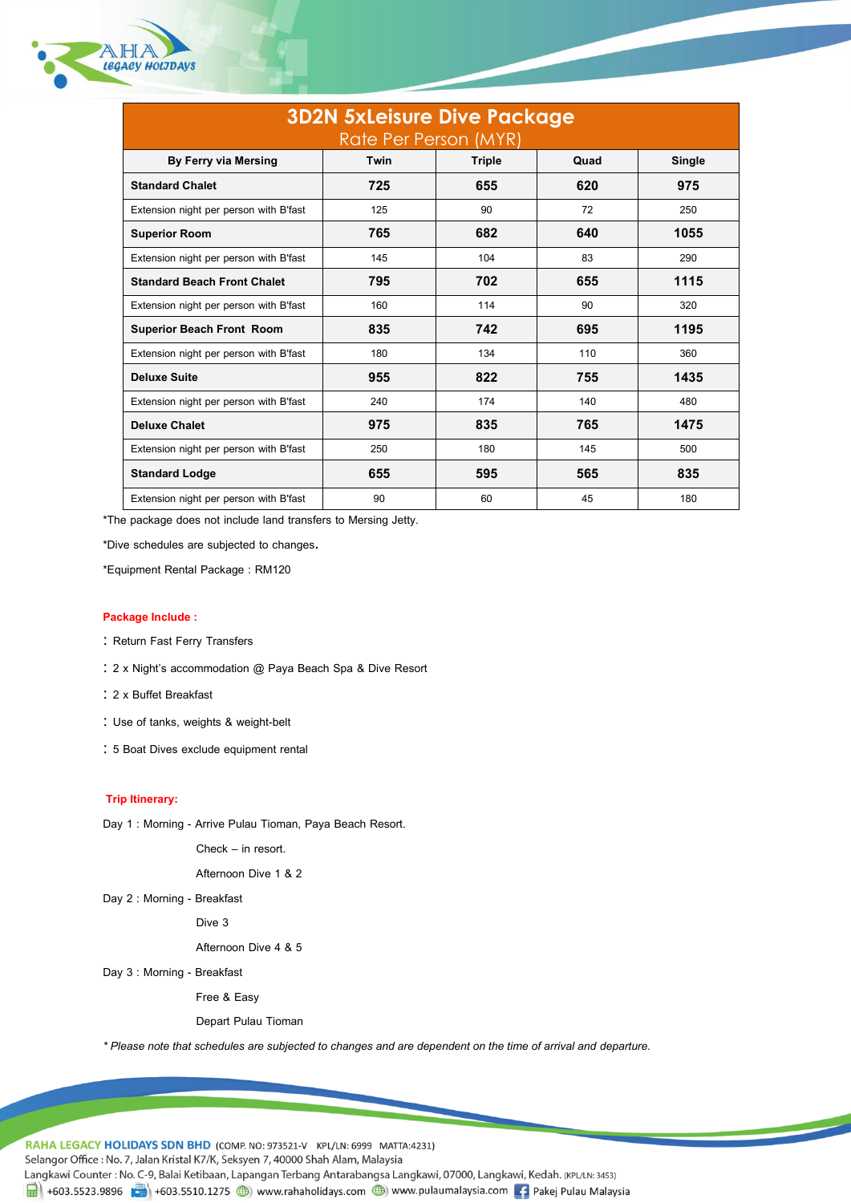# 3D2N 5xLeisure Dive Package

Rate Per Person (MYR)

| By Ferry via Mersing | Twin | Triple | Quad | Single |
|---|---|---|---|---|
| **Standard Chalet** | **725** | **655** | **620** | **975** |
| Extension night per person with B'fast | 125 | 90 | 72 | 250 |
| **Superior Room** | **765** | **682** | **640** | **1055** |
| Extension night per person with B'fast | 145 | 104 | 83 | 290 |
| **Standard Beach Front Chalet** | **795** | **702** | **655** | **1115** |
| Extension night per person with B'fast | 160 | 114 | 90 | 320 |
| **Superior Beach Front Room** | **835** | **742** | **695** | **1195** |
| Extension night per person with B'fast | 180 | 134 | 110 | 360 |
| **Deluxe Suite** | **955** | **822** | **755** | **1435** |
| Extension night per person with B'fast | 240 | 174 | 140 | 480 |
| **Deluxe Chalet** | **975** | **835** | **765** | **1475** |
| Extension night per person with B'fast | 250 | 180 | 145 | 500 |
| **Standard Lodge** | **655** | **595** | **565** | **835** |
| Extension night per person with B'fast | 90 | 60 | 45 | 180 |

*The package does not include land transfers to Mersing Jetty.

*Dive schedules are subjected to changes.

*Equipment Rental Package : RM120

**Package Include :**

- Return Fast Ferry Transfers
- 2 x Night's accommodation @ Paya Beach Spa & Dive Resort
- 2 x Buffet Breakfast
- Use of tanks, weights & weight-belt
- 5 Boat Dives exclude equipment rental

**Trip Itinerary:**

Day 1 : Morning - Arrive Pulau Tioman, Paya Beach Resort.
Check – in resort.
Afternoon Dive 1 & 2

Day 2 : Morning - Breakfast
Dive 3
Afternoon Dive 4 & 5

Day 3 : Morning - Breakfast
Free & Easy
Depart Pulau Tioman

*\* Please note that schedules are subjected to changes and are dependent on the time of arrival and departure.*

**RAHA LEGACY HOLIDAYS SDN BHD** (COMP. NO: 973521-V KPL/LN: 6999 MATTA:4231)
Selangor Office : No. 7, Jalan Kristal K7/K, Seksyen 7, 40000 Shah Alam, Malaysia
Langkawi Counter : No. C-9, Balai Ketibaan, Lapangan Terbang Antarabangsa Langkawi, 07000, Langkawi, Kedah. (KPL/LN: 3453)
+603.5523.9896 +603.5510.1275 www.rahaholidays.com www.pulaumalaysia.com Pakej Pulau Malaysia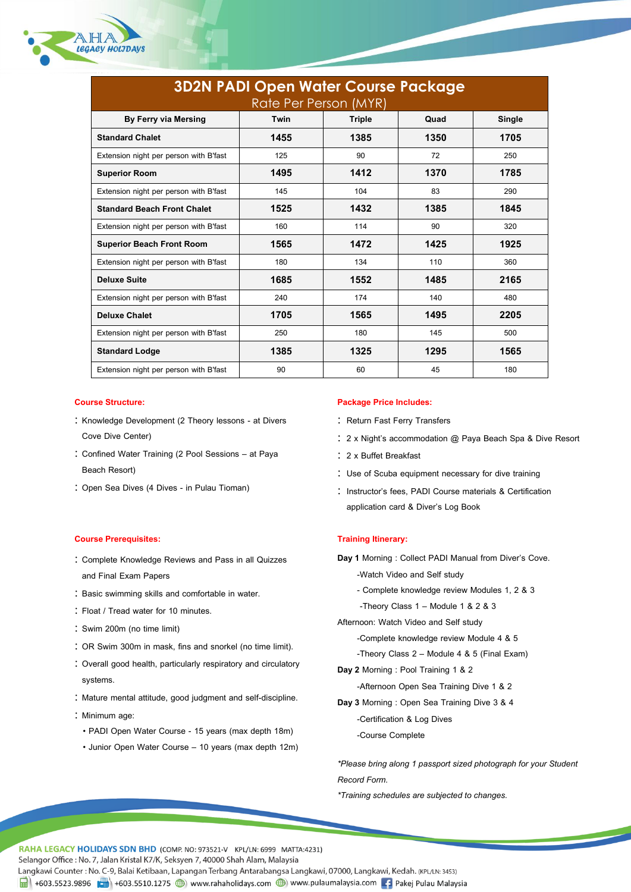# 3D2N PADI Open Water Course Package

Rate Per Person (MYR)

| By Ferry via Mersing | Twin | Triple | Quad | Single |
|---|---|---|---|---|
| **Standard Chalet** | **1455** | **1385** | **1350** | **1705** |
| Extension night per person with B'fast | 125 | 90 | 72 | 250 |
| **Superior Room** | **1495** | **1412** | **1370** | **1785** |
| Extension night per person with B'fast | 145 | 104 | 83 | 290 |
| **Standard Beach Front Chalet** | **1525** | **1432** | **1385** | **1845** |
| Extension night per person with B'fast | 160 | 114 | 90 | 320 |
| **Superior Beach Front Room** | **1565** | **1472** | **1425** | **1925** |
| Extension night per person with B'fast | 180 | 134 | 110 | 360 |
| **Deluxe Suite** | **1685** | **1552** | **1485** | **2165** |
| Extension night per person with B'fast | 240 | 174 | 140 | 480 |
| **Deluxe Chalet** | **1705** | **1565** | **1495** | **2205** |
| Extension night per person with B'fast | 250 | 180 | 145 | 500 |
| **Standard Lodge** | **1385** | **1325** | **1295** | **1565** |
| Extension night per person with B'fast | 90 | 60 | 45 | 180 |

**Course Structure:**

- Knowledge Development (2 Theory lessons - at Divers Cove Dive Center)
- Confined Water Training (2 Pool Sessions – at Paya Beach Resort)
- Open Sea Dives (4 Dives - in Pulau Tioman)

**Package Price Includes:**

- Return Fast Ferry Transfers
- 2 x Night's accommodation @ Paya Beach Spa & Dive Resort
- 2 x Buffet Breakfast
- Use of Scuba equipment necessary for dive training
- Instructor's fees, PADI Course materials & Certification application card & Diver's Log Book

**Course Prerequisites:**

- Complete Knowledge Reviews and Pass in all Quizzes and Final Exam Papers
- Basic swimming skills and comfortable in water.
- Float / Tread water for 10 minutes.
- Swim 200m (no time limit)
- OR Swim 300m in mask, fins and snorkel (no time limit).
- Overall good health, particularly respiratory and circulatory systems.
- Mature mental attitude, good judgment and self-discipline.
- Minimum age:
  - PADI Open Water Course - 15 years (max depth 18m)
  - Junior Open Water Course – 10 years (max depth 12m)

**Training Itinerary:**

**Day 1** Morning : Collect PADI Manual from Diver's Cove.

-Watch Video and Self study

- Complete knowledge review Modules 1, 2 & 3

-Theory Class 1 – Module 1 & 2 & 3

Afternoon: Watch Video and Self study

-Complete knowledge review Module 4 & 5

-Theory Class 2 – Module 4 & 5 (Final Exam)

**Day 2** Morning : Pool Training 1 & 2

-Afternoon Open Sea Training Dive 1 & 2

**Day 3** Morning : Open Sea Training Dive 3 & 4

-Certification & Log Dives

-Course Complete

*\*Please bring along 1 passport sized photograph for your Student Record Form.*

*\*Training schedules are subjected to changes.*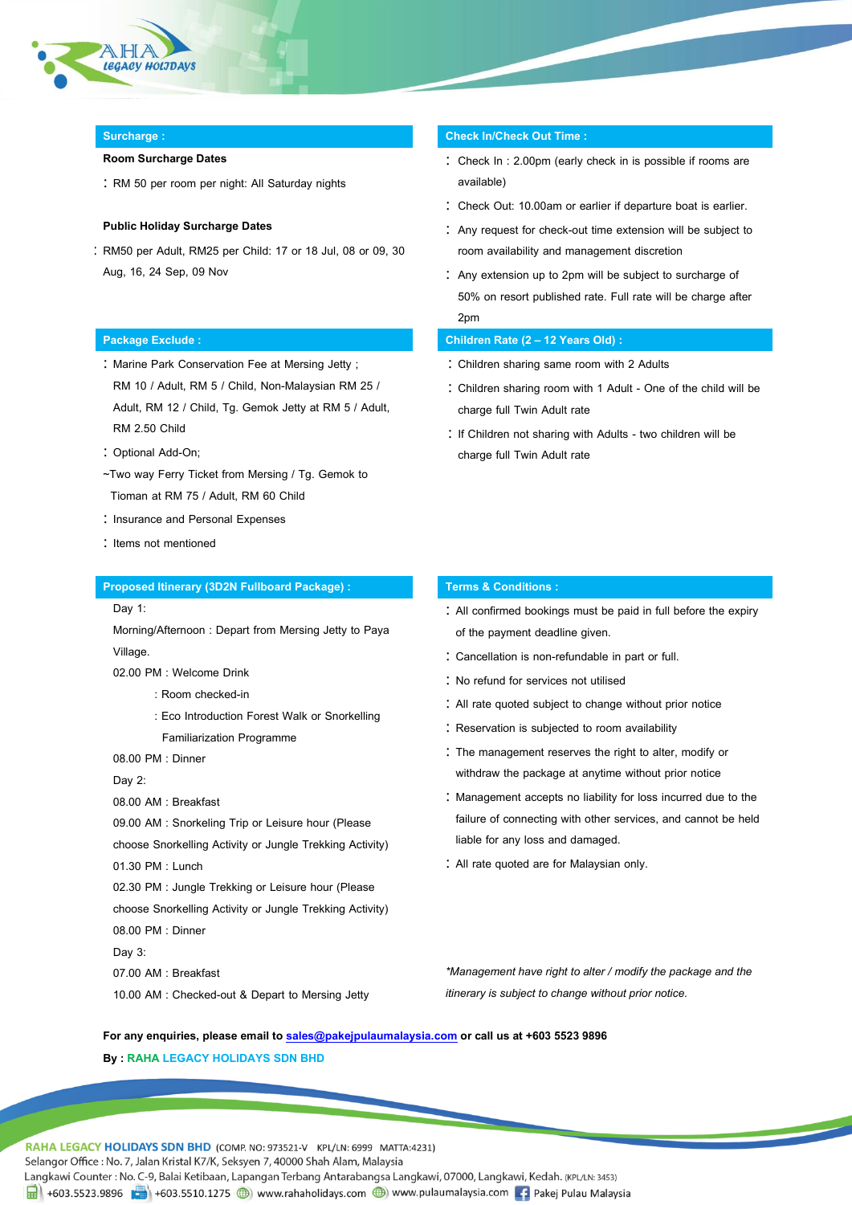## Surcharge :

**Room Surcharge Dates**

- RM 50 per room per night: All Saturday nights

**Public Holiday Surcharge Dates**

- RM50 per Adult, RM25 per Child: 17 or 18 Jul, 08 or 09, 30 Aug, 16, 24 Sep, 09 Nov

## Package Exclude :

- Marine Park Conservation Fee at Mersing Jetty ; RM 10 / Adult, RM 5 / Child, Non-Malaysian RM 25 / Adult, RM 12 / Child, Tg. Gemok Jetty at RM 5 / Adult, RM 2.50 Child
- Optional Add-On;
  ~Two way Ferry Ticket from Mersing / Tg. Gemok to Tioman at RM 75 / Adult, RM 60 Child
- Insurance and Personal Expenses
- Items not mentioned

## Proposed Itinerary (3D2N Fullboard Package) :

Day 1:

Morning/Afternoon : Depart from Mersing Jetty to Paya Village.

02.00 PM : Welcome Drink

: Room checked-in

: Eco Introduction Forest Walk or Snorkelling Familiarization Programme

08.00 PM : Dinner

Day 2:

08.00 AM : Breakfast

09.00 AM : Snorkeling Trip or Leisure hour (Please choose Snorkelling Activity or Jungle Trekking Activity)

01.30 PM : Lunch

02.30 PM : Jungle Trekking or Leisure hour (Please choose Snorkelling Activity or Jungle Trekking Activity)

08.00 PM : Dinner

Day 3:

07.00 AM : Breakfast

10.00 AM : Checked-out & Depart to Mersing Jetty

## Check In/Check Out Time :

- Check In : 2.00pm (early check in is possible if rooms are available)
- Check Out: 10.00am or earlier if departure boat is earlier.
- Any request for check-out time extension will be subject to room availability and management discretion
- Any extension up to 2pm will be subject to surcharge of 50% on resort published rate. Full rate will be charge after 2pm

## Children Rate (2 – 12 Years Old) :

- Children sharing same room with 2 Adults
- Children sharing room with 1 Adult - One of the child will be charge full Twin Adult rate
- If Children not sharing with Adults - two children will be charge full Twin Adult rate

## Terms & Conditions :

- All confirmed bookings must be paid in full before the expiry of the payment deadline given.
- Cancellation is non-refundable in part or full.
- No refund for services not utilised
- All rate quoted subject to change without prior notice
- Reservation is subjected to room availability
- The management reserves the right to alter, modify or withdraw the package at anytime without prior notice
- Management accepts no liability for loss incurred due to the failure of connecting with other services, and cannot be held liable for any loss and damaged.
- All rate quoted are for Malaysian only.

*\*Management have right to alter / modify the package and the itinerary is subject to change without prior notice.*

**For any enquiries, please email to sales@pakejpulaumalaysia.com or call us at +603 5523 9896**

**By : RAHA LEGACY HOLIDAYS SDN BHD**

RAHA LEGACY HOLIDAYS SDN BHD (COMP. NO: 973521-V KPL/LN: 6999 MATTA:4231)
Selangor Office : No. 7, Jalan Kristal K7/K, Seksyen 7, 40000 Shah Alam, Malaysia
Langkawi Counter : No. C-9, Balai Ketibaan, Lapangan Terbang Antarabangsa Langkawi, 07000, Langkawi, Kedah. (KPL/LN: 3453)
+603.5523.9896 +603.5510.1275 www.rahaholidays.com www.pulaumalaysia.com Pakej Pulau Malaysia